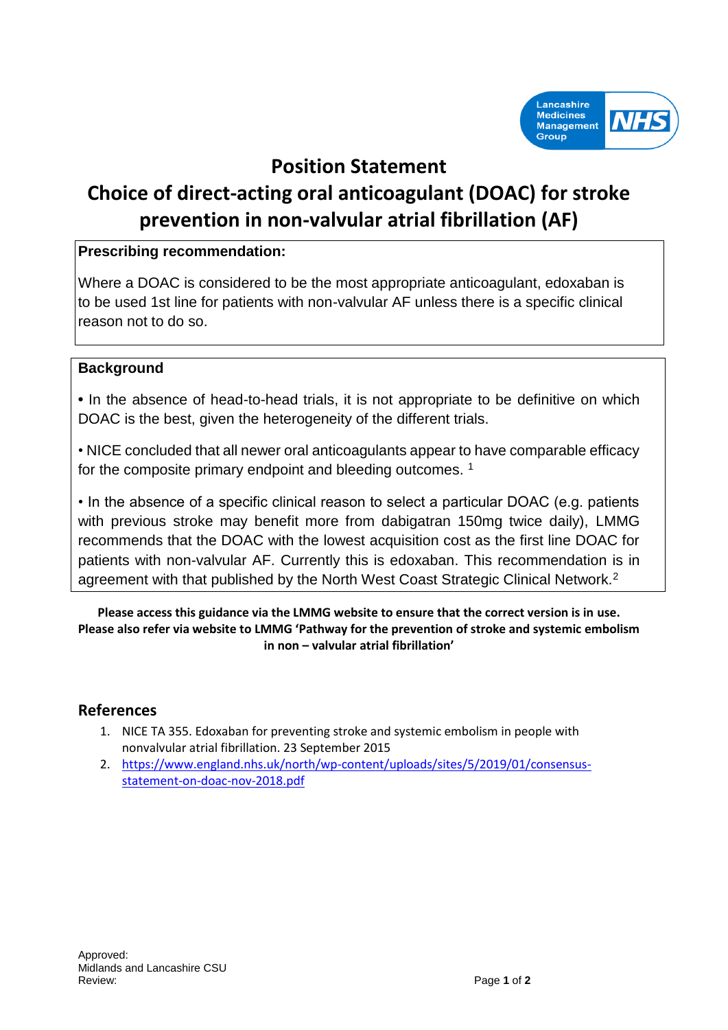Lancashire Medicines Management Group NHS

# Position Statement

# Choice of direct-acting oral anticoagulant (DOAC) for stroke prevention in non-valvular atrial fibrillation (AF)

**Prescribing recommendation:**

Where a DOAC is considered to be the most appropriate anticoagulant, edoxaban is to be used 1st line for patients with non-valvular AF unless there is a specific clinical reason not to do so.

**Background**

• In the absence of head-to-head trials, it is not appropriate to be definitive on which DOAC is the best, given the heterogeneity of the different trials.

• NICE concluded that all newer oral anticoagulants appear to have comparable efficacy for the composite primary endpoint and bleeding outcomes. [1]

• In the absence of a specific clinical reason to select a particular DOAC (e.g. patients with previous stroke may benefit more from dabigatran 150mg twice daily), LMMG recommends that the DOAC with the lowest acquisition cost as the first line DOAC for patients with non-valvular AF. Currently this is edoxaban. This recommendation is in agreement with that published by the North West Coast Strategic Clinical Network.[2]

**Please access this guidance via the LMMG website to ensure that the correct version is in use. Please also refer via website to LMMG 'Pathway for the prevention of stroke and systemic embolism in non – valvular atrial fibrillation'**

## References

1. NICE TA 355. Edoxaban for preventing stroke and systemic embolism in people with nonvalvular atrial fibrillation. 23 September 2015
2. https://www.england.nhs.uk/north/wp-content/uploads/sites/5/2019/01/consensus-statement-on-doac-nov-2018.pdf

Approved:
Midlands and Lancashire CSU
Review: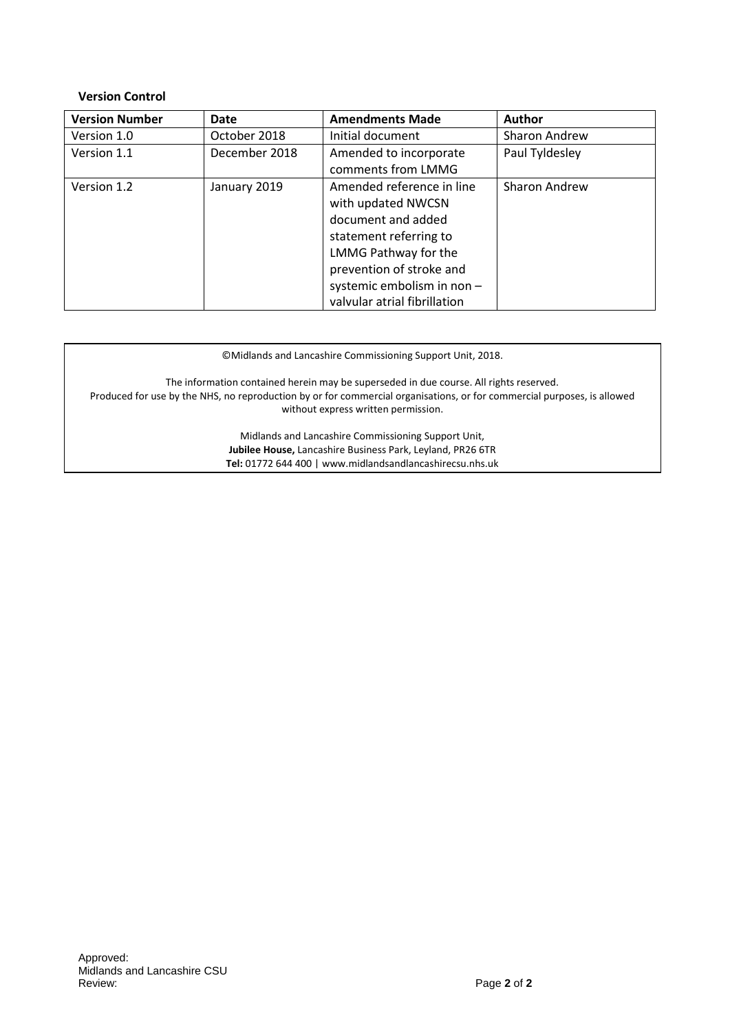**Version Control**

| Version Number | Date | Amendments Made | Author |
|---|---|---|---|
| Version 1.0 | October 2018 | Initial document | Sharon Andrew |
| Version 1.1 | December 2018 | Amended to incorporate comments from LMMG | Paul Tyldesley |
| Version 1.2 | January 2019 | Amended reference in line with updated NWCSN document and added statement referring to LMMG Pathway for the prevention of stroke and systemic embolism in non – valvular atrial fibrillation | Sharon Andrew |

©Midlands and Lancashire Commissioning Support Unit, 2018.

The information contained herein may be superseded in due course. All rights reserved.
Produced for use by the NHS, no reproduction by or for commercial organisations, or for commercial purposes, is allowed without express written permission.

Midlands and Lancashire Commissioning Support Unit,
**Jubilee House,** Lancashire Business Park, Leyland, PR26 6TR
**Tel:** 01772 644 400 | www.midlandsandlancashirecsu.nhs.uk

Approved:
Midlands and Lancashire CSU
Review: